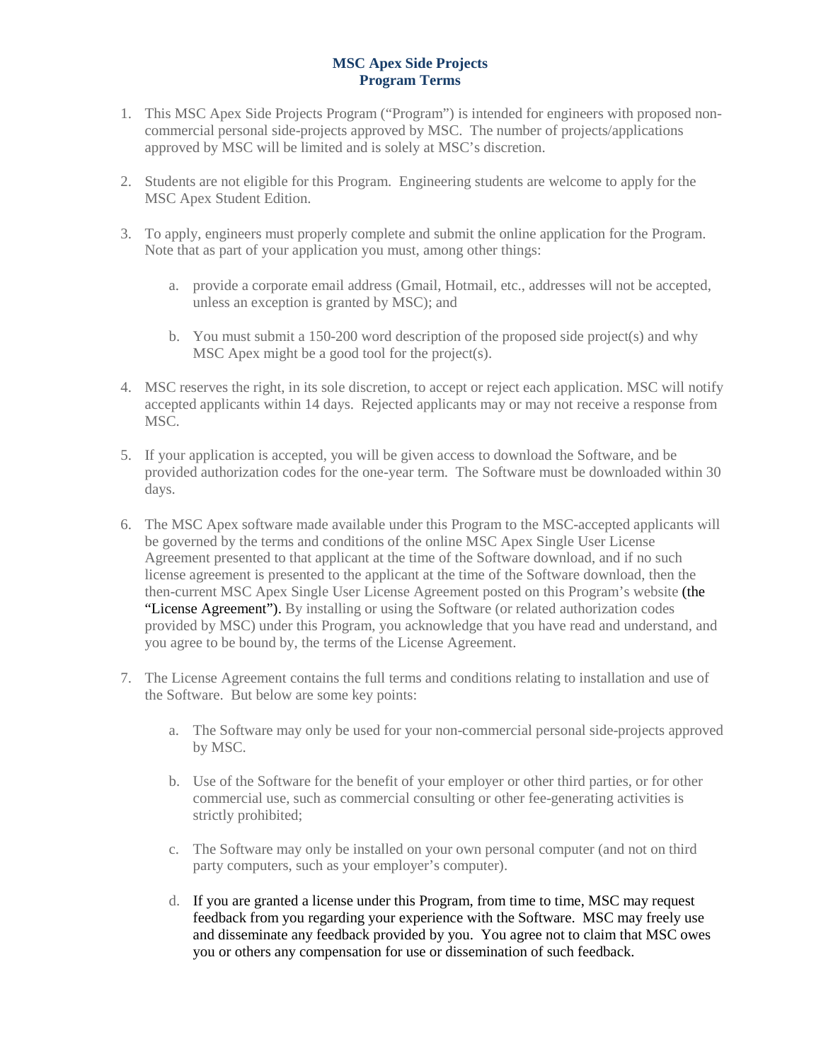# MSC Apex Side Projects
# Program Terms

1. This MSC Apex Side Projects Program ("Program") is intended for engineers with proposed non-commercial personal side-projects approved by MSC. The number of projects/applications approved by MSC will be limited and is solely at MSC's discretion.

2. Students are not eligible for this Program. Engineering students are welcome to apply for the MSC Apex Student Edition.

3. To apply, engineers must properly complete and submit the online application for the Program. Note that as part of your application you must, among other things:

    a. provide a corporate email address (Gmail, Hotmail, etc., addresses will not be accepted, unless an exception is granted by MSC); and

    b. You must submit a 150-200 word description of the proposed side project(s) and why MSC Apex might be a good tool for the project(s).

4. MSC reserves the right, in its sole discretion, to accept or reject each application. MSC will notify accepted applicants within 14 days. Rejected applicants may or may not receive a response from MSC.

5. If your application is accepted, you will be given access to download the Software, and be provided authorization codes for the one-year term. The Software must be downloaded within 30 days.

6. The MSC Apex software made available under this Program to the MSC-accepted applicants will be governed by the terms and conditions of the online MSC Apex Single User License Agreement presented to that applicant at the time of the Software download, and if no such license agreement is presented to the applicant at the time of the Software download, then the then-current MSC Apex Single User License Agreement posted on this Program's website (the "License Agreement"). By installing or using the Software (or related authorization codes provided by MSC) under this Program, you acknowledge that you have read and understand, and you agree to be bound by, the terms of the License Agreement.

7. The License Agreement contains the full terms and conditions relating to installation and use of the Software. But below are some key points:

    a. The Software may only be used for your non-commercial personal side-projects approved by MSC.

    b. Use of the Software for the benefit of your employer or other third parties, or for other commercial use, such as commercial consulting or other fee-generating activities is strictly prohibited;

    c. The Software may only be installed on your own personal computer (and not on third party computers, such as your employer's computer).

    d. If you are granted a license under this Program, from time to time, MSC may request feedback from you regarding your experience with the Software. MSC may freely use and disseminate any feedback provided by you. You agree not to claim that MSC owes you or others any compensation for use or dissemination of such feedback.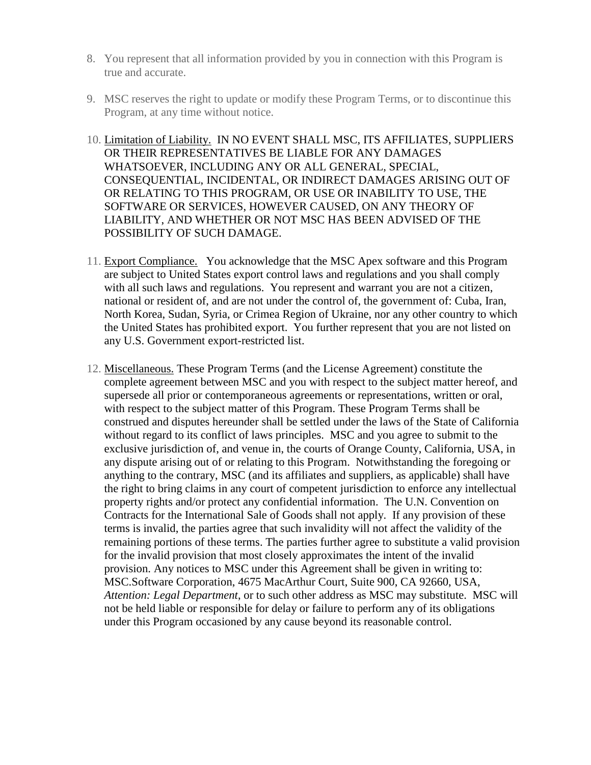8. You represent that all information provided by you in connection with this Program is true and accurate.

9. MSC reserves the right to update or modify these Program Terms, or to discontinue this Program, at any time without notice.

10. Limitation of Liability. IN NO EVENT SHALL MSC, ITS AFFILIATES, SUPPLIERS OR THEIR REPRESENTATIVES BE LIABLE FOR ANY DAMAGES WHATSOEVER, INCLUDING ANY OR ALL GENERAL, SPECIAL, CONSEQUENTIAL, INCIDENTAL, OR INDIRECT DAMAGES ARISING OUT OF OR RELATING TO THIS PROGRAM, OR USE OR INABILITY TO USE, THE SOFTWARE OR SERVICES, HOWEVER CAUSED, ON ANY THEORY OF LIABILITY, AND WHETHER OR NOT MSC HAS BEEN ADVISED OF THE POSSIBILITY OF SUCH DAMAGE.

11. Export Compliance. You acknowledge that the MSC Apex software and this Program are subject to United States export control laws and regulations and you shall comply with all such laws and regulations. You represent and warrant you are not a citizen, national or resident of, and are not under the control of, the government of: Cuba, Iran, North Korea, Sudan, Syria, or Crimea Region of Ukraine, nor any other country to which the United States has prohibited export. You further represent that you are not listed on any U.S. Government export-restricted list.

12. Miscellaneous. These Program Terms (and the License Agreement) constitute the complete agreement between MSC and you with respect to the subject matter hereof, and supersede all prior or contemporaneous agreements or representations, written or oral, with respect to the subject matter of this Program. These Program Terms shall be construed and disputes hereunder shall be settled under the laws of the State of California without regard to its conflict of laws principles. MSC and you agree to submit to the exclusive jurisdiction of, and venue in, the courts of Orange County, California, USA, in any dispute arising out of or relating to this Program. Notwithstanding the foregoing or anything to the contrary, MSC (and its affiliates and suppliers, as applicable) shall have the right to bring claims in any court of competent jurisdiction to enforce any intellectual property rights and/or protect any confidential information. The U.N. Convention on Contracts for the International Sale of Goods shall not apply. If any provision of these terms is invalid, the parties agree that such invalidity will not affect the validity of the remaining portions of these terms. The parties further agree to substitute a valid provision for the invalid provision that most closely approximates the intent of the invalid provision. Any notices to MSC under this Agreement shall be given in writing to: MSC.Software Corporation, 4675 MacArthur Court, Suite 900, CA 92660, USA, *Attention: Legal Department*, or to such other address as MSC may substitute. MSC will not be held liable or responsible for delay or failure to perform any of its obligations under this Program occasioned by any cause beyond its reasonable control.